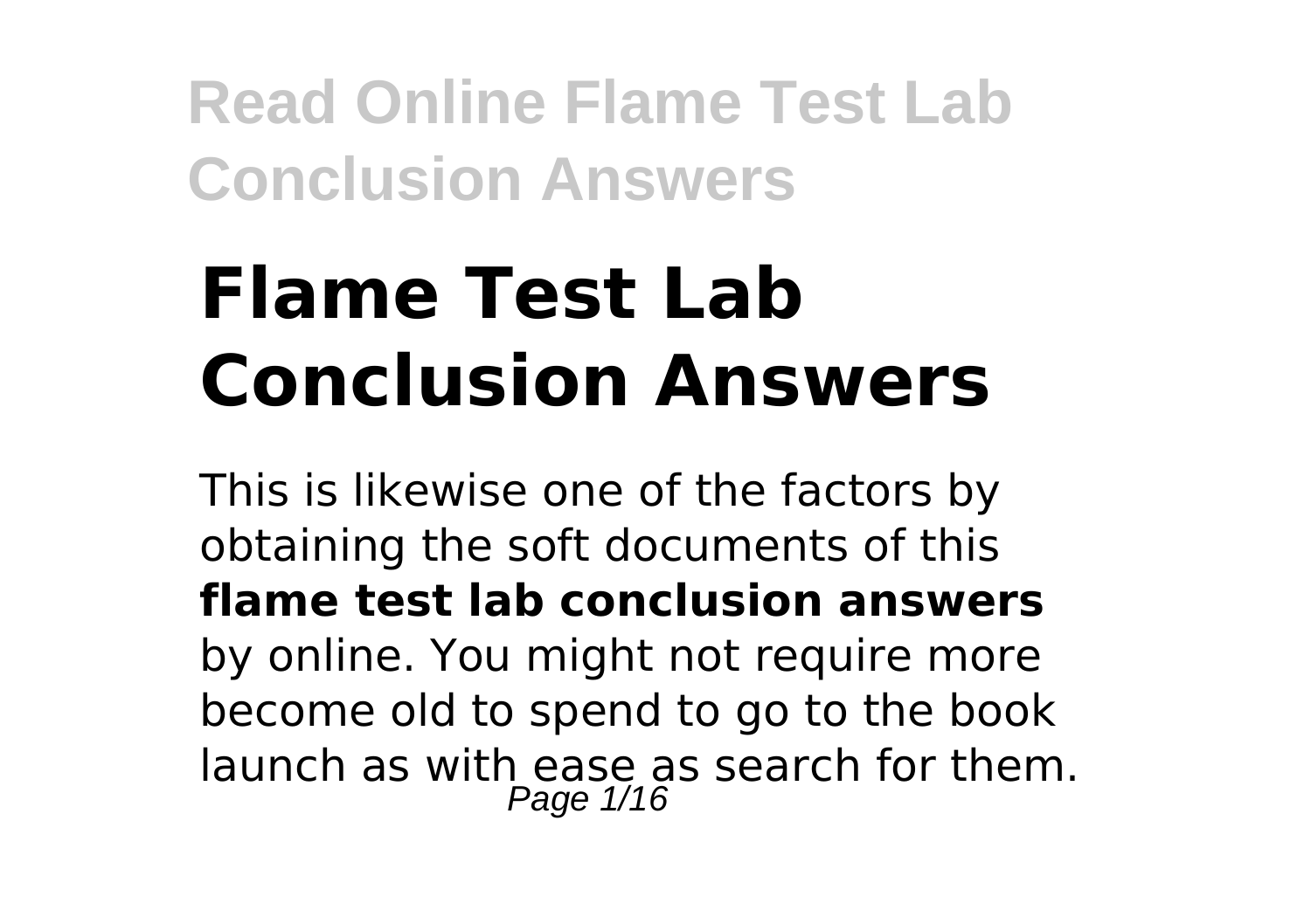# Flame Test Lab Conclusion Answers

This is likewise one of the factors by obtaining the soft documents of this **flame test lab conclusion answers** by online. You might not require more become old to spend to go to the book launch as with ease as search for them.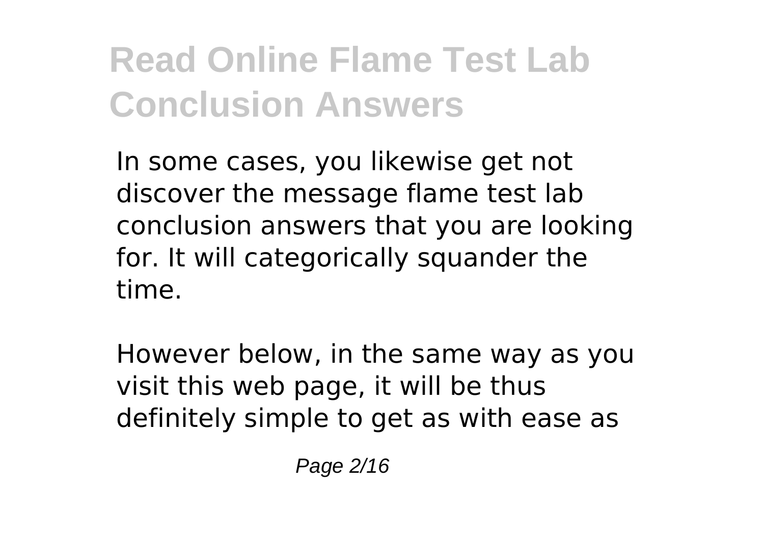In some cases, you likewise get not discover the message flame test lab conclusion answers that you are looking for. It will categorically squander the time.

However below, in the same way as you visit this web page, it will be thus definitely simple to get as with ease as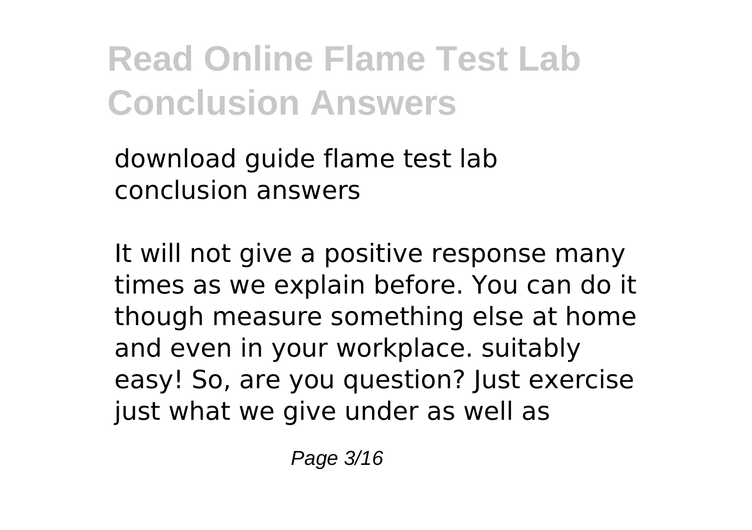download guide flame test lab conclusion answers

It will not give a positive response many times as we explain before. You can do it though measure something else at home and even in your workplace. suitably easy! So, are you question? Just exercise just what we give under as well as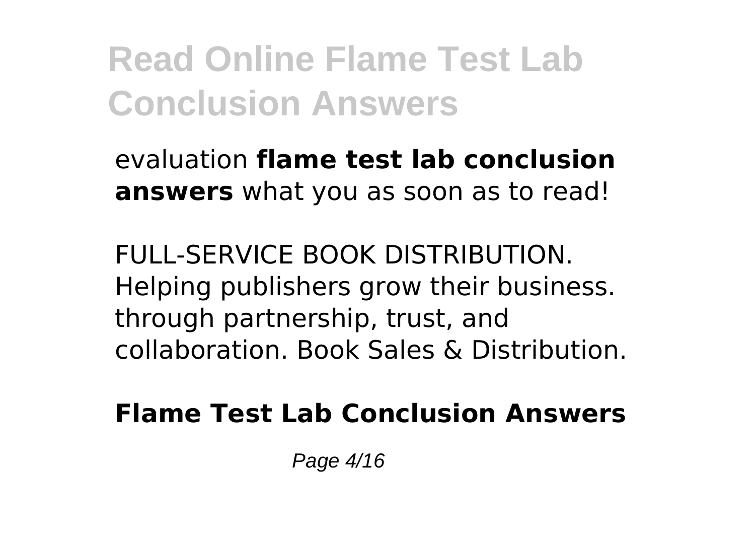evaluation **flame test lab conclusion answers** what you as soon as to read!

FULL-SERVICE BOOK DISTRIBUTION. Helping publishers grow their business. through partnership, trust, and collaboration. Book Sales & Distribution.

**Flame Test Lab Conclusion Answers**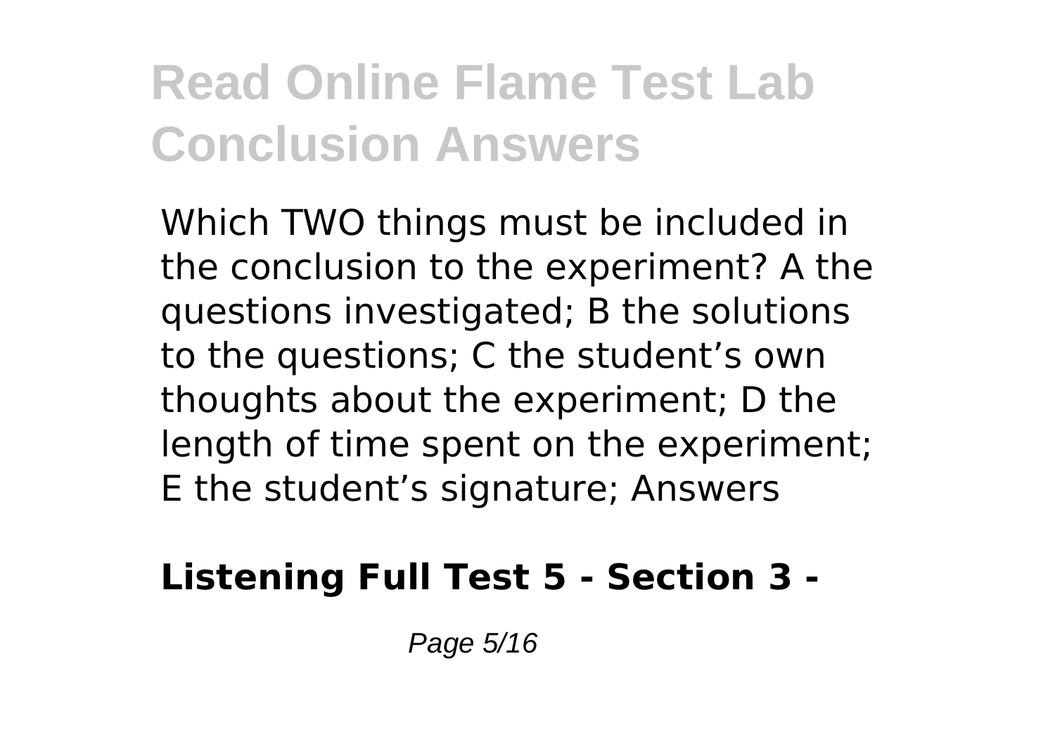Which TWO things must be included in the conclusion to the experiment? A the questions investigated; B the solutions to the questions; C the student's own thoughts about the experiment; D the length of time spent on the experiment; E the student's signature; Answers

**Listening Full Test 5 - Section 3 -**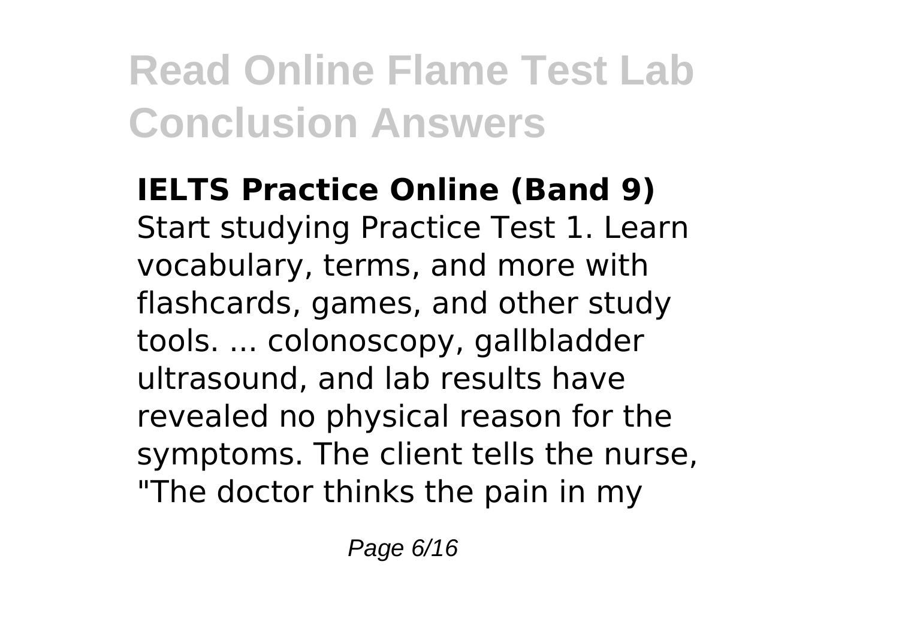**IELTS Practice Online (Band 9)**
Start studying Practice Test 1. Learn vocabulary, terms, and more with flashcards, games, and other study tools. ... colonoscopy, gallbladder ultrasound, and lab results have revealed no physical reason for the symptoms. The client tells the nurse, "The doctor thinks the pain in my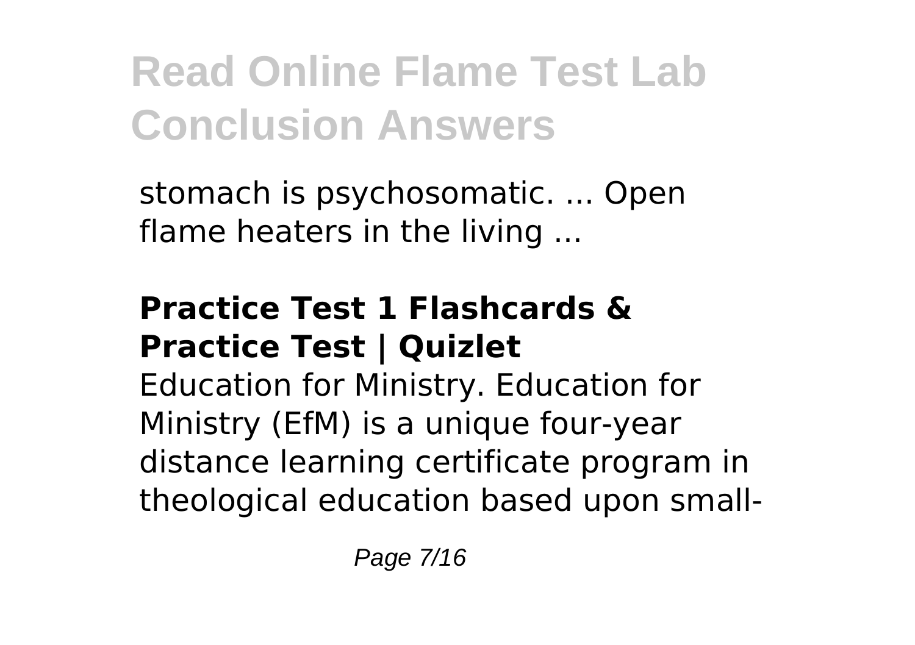stomach is psychosomatic. ... Open flame heaters in the living ...

## Practice Test 1 Flashcards & Practice Test | Quizlet

Education for Ministry. Education for Ministry (EfM) is a unique four-year distance learning certificate program in theological education based upon small-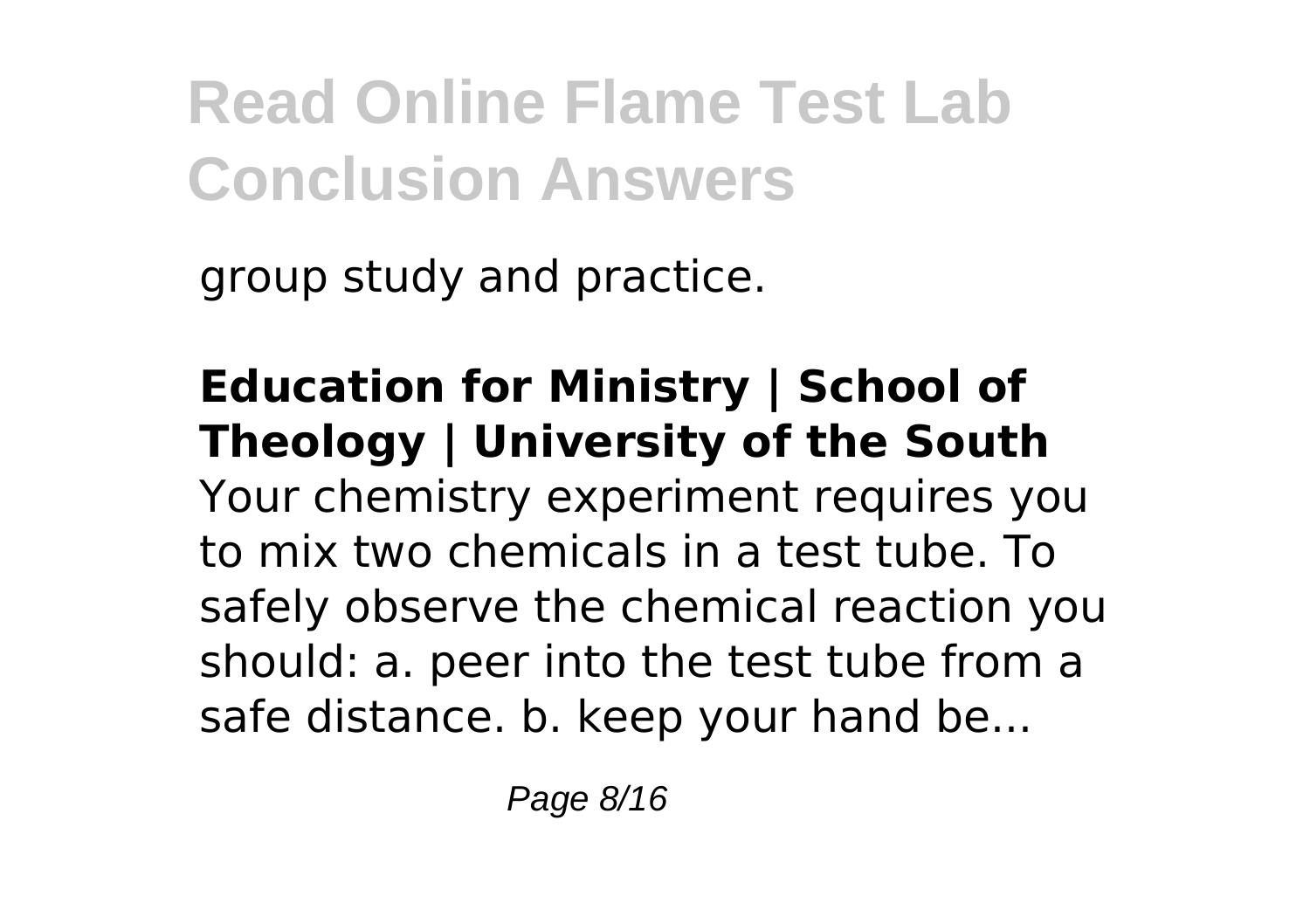group study and practice.

**Education for Ministry | School of Theology | University of the South**

Your chemistry experiment requires you to mix two chemicals in a test tube. To safely observe the chemical reaction you should: a. peer into the test tube from a safe distance. b. keep your hand be...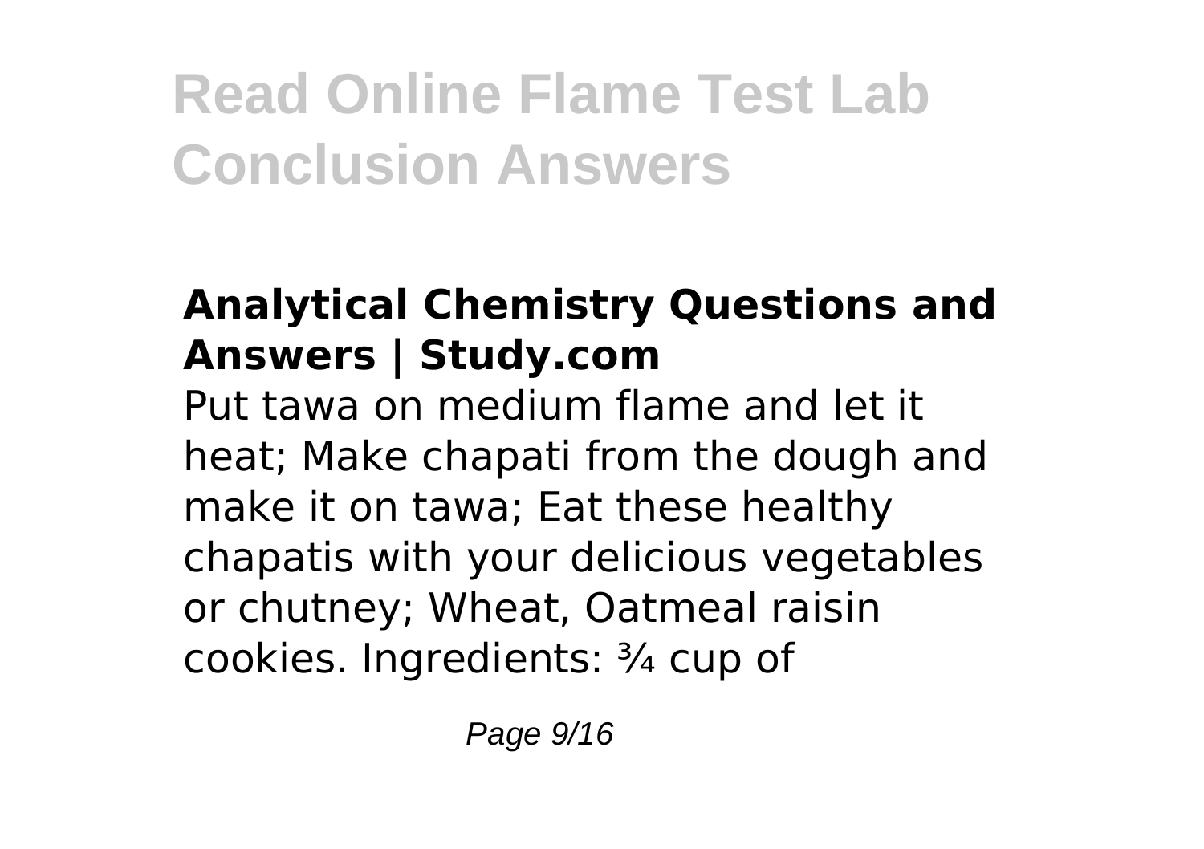# Read Online Flame Test Lab Conclusion Answers

### Analytical Chemistry Questions and Answers | Study.com

Put tawa on medium flame and let it heat; Make chapati from the dough and make it on tawa; Eat these healthy chapatis with your delicious vegetables or chutney; Wheat, Oatmeal raisin cookies. Ingredients: ¾ cup of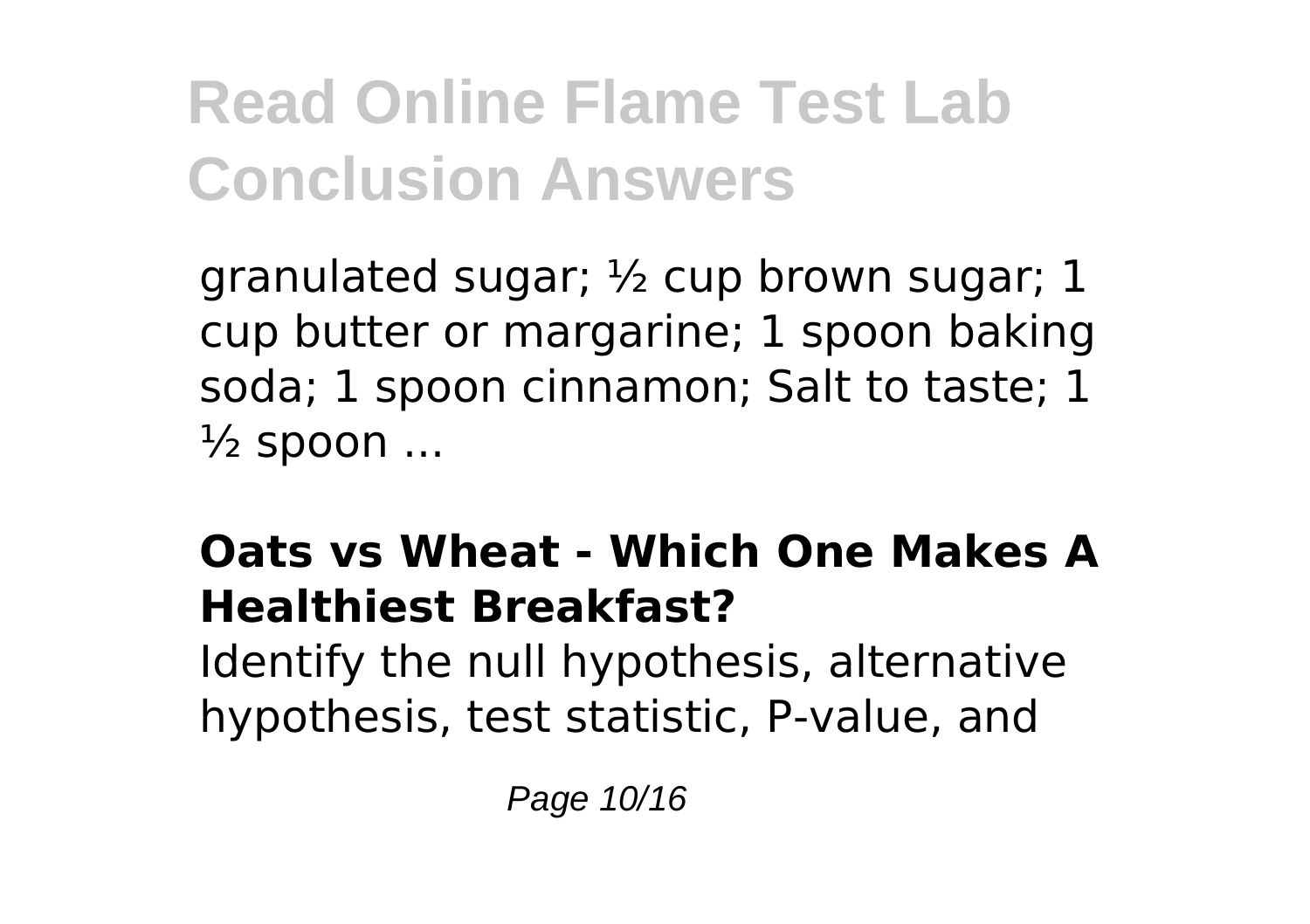granulated sugar; ½ cup brown sugar; 1 cup butter or margarine; 1 spoon baking soda; 1 spoon cinnamon; Salt to taste; 1 ½ spoon ...

### Oats vs Wheat - Which One Makes A Healthiest Breakfast?

Identify the null hypothesis, alternative hypothesis, test statistic, P-value, and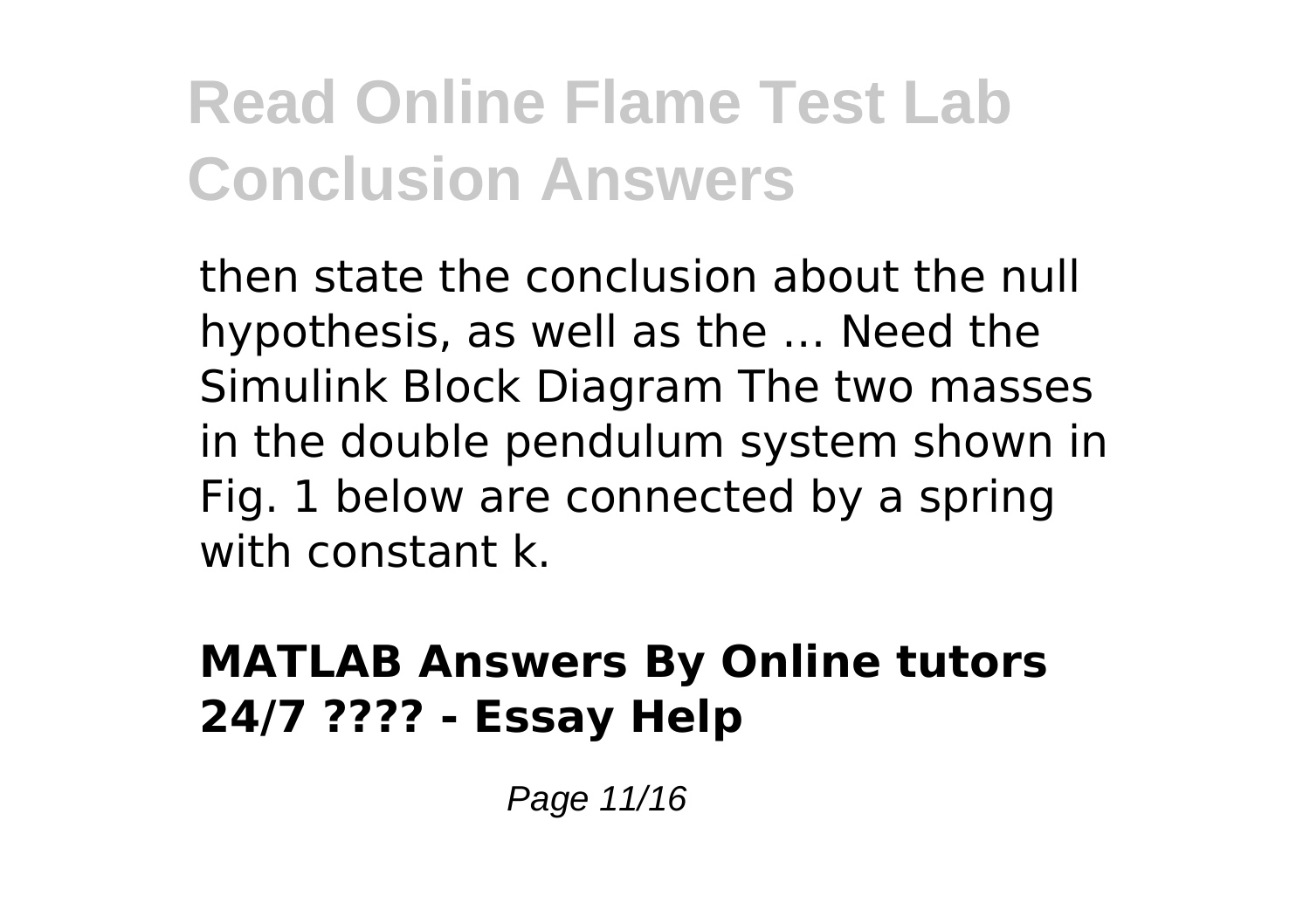then state the conclusion about the null hypothesis, as well as the ... Need the Simulink Block Diagram The two masses in the double pendulum system shown in Fig. 1 below are connected by a spring with constant k.

### MATLAB Answers By Online tutors 24/7 ???? - Essay Help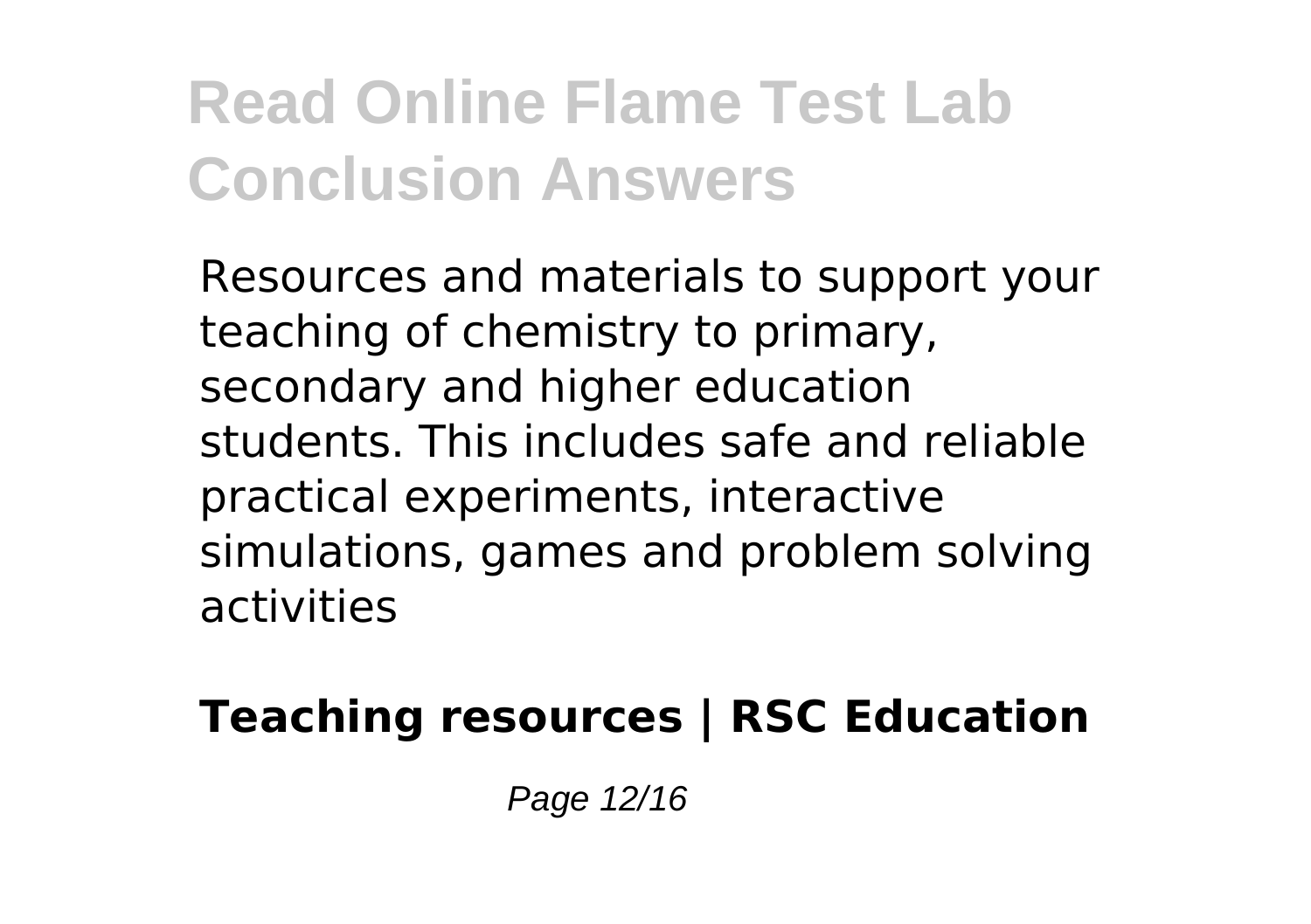Resources and materials to support your teaching of chemistry to primary, secondary and higher education students. This includes safe and reliable practical experiments, interactive simulations, games and problem solving activities

**Teaching resources | RSC Education**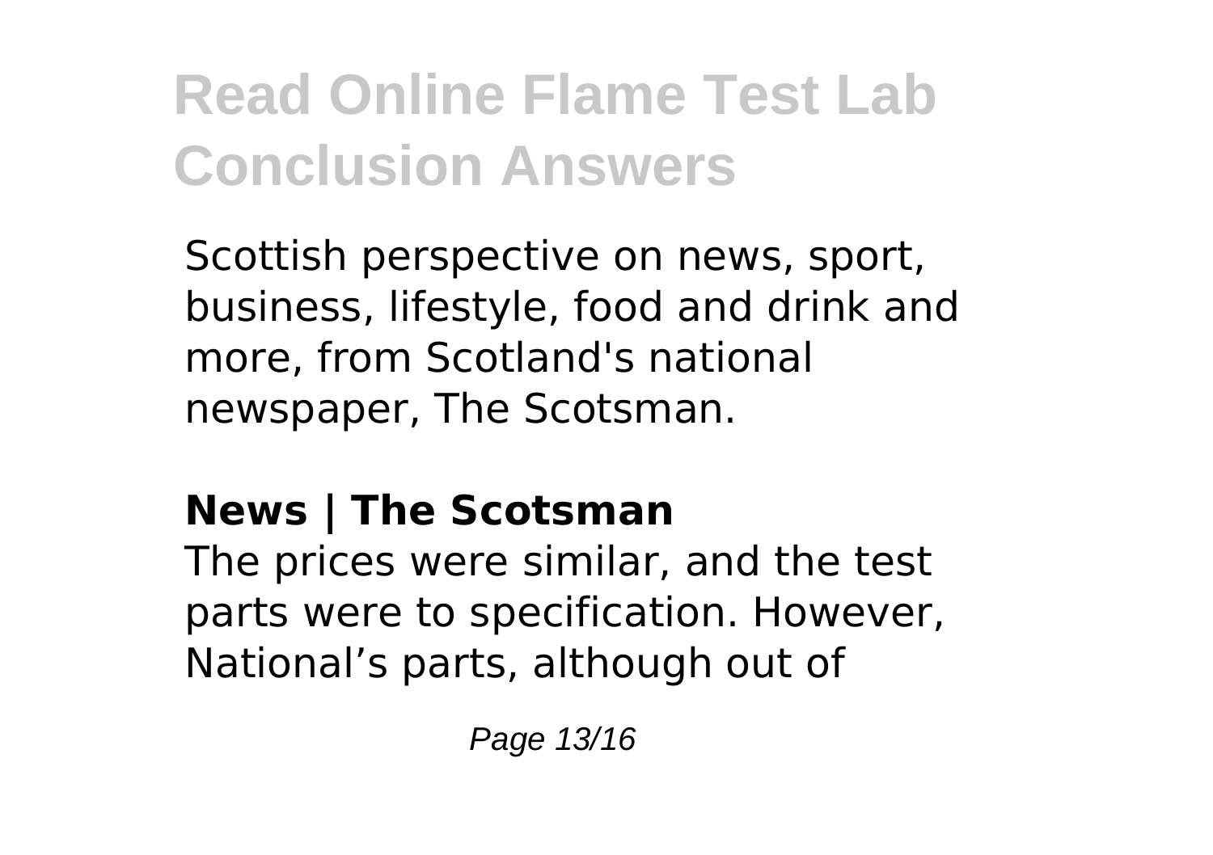Scottish perspective on news, sport, business, lifestyle, food and drink and more, from Scotland's national newspaper, The Scotsman.

### News | The Scotsman

The prices were similar, and the test parts were to specification. However, National's parts, although out of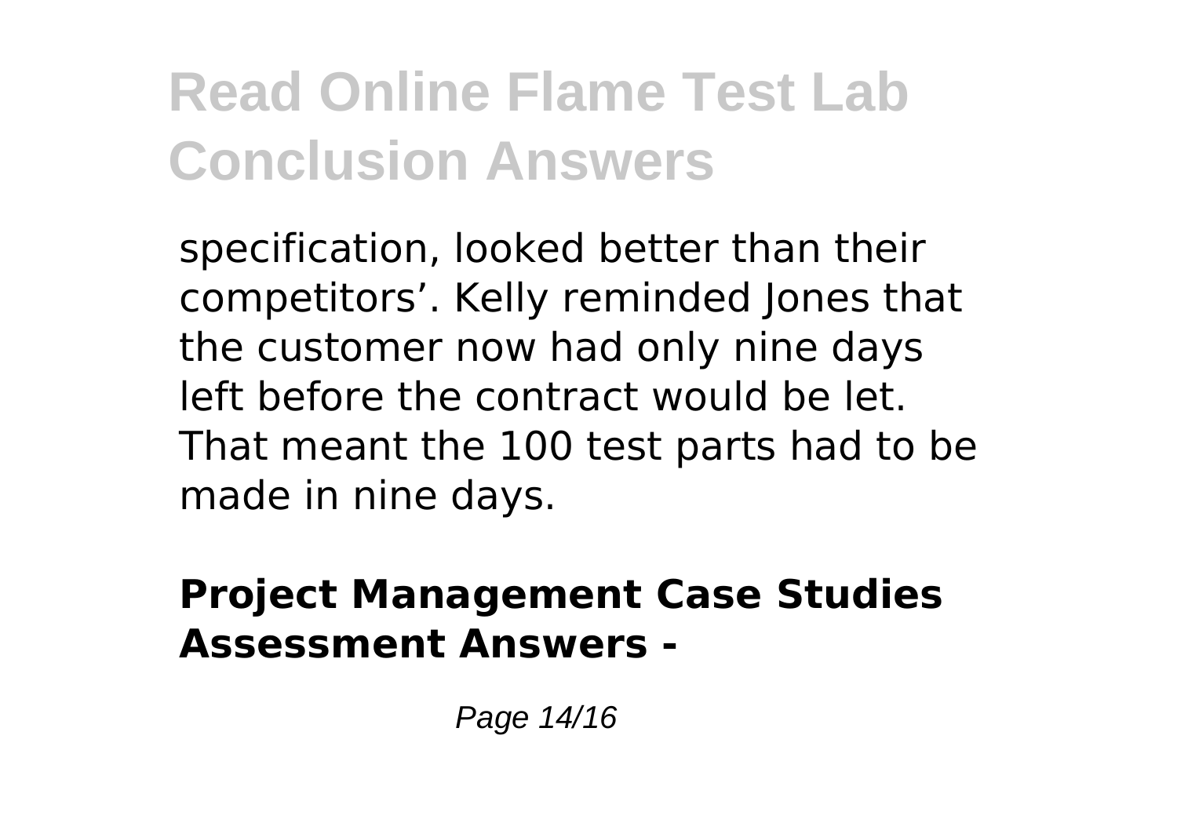specification, looked better than their competitors'. Kelly reminded Jones that the customer now had only nine days left before the contract would be let. That meant the 100 test parts had to be made in nine days.

**Project Management Case Studies Assessment Answers -**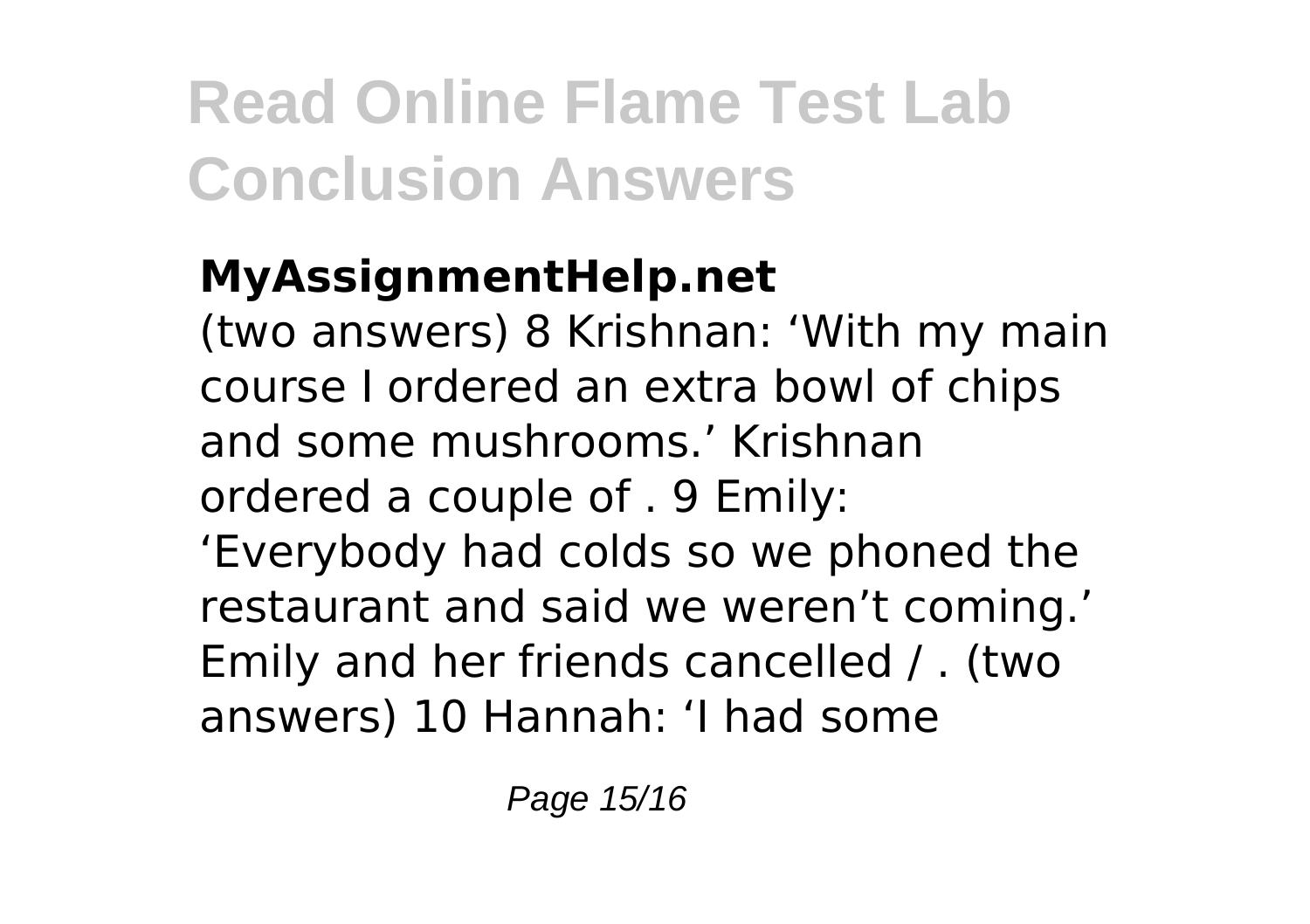**MyAssignmentHelp.net**

(two answers) 8 Krishnan: 'With my main course I ordered an extra bowl of chips and some mushrooms.' Krishnan ordered a couple of . 9 Emily: 'Everybody had colds so we phoned the restaurant and said we weren't coming.' Emily and her friends cancelled / . (two answers) 10 Hannah: 'I had some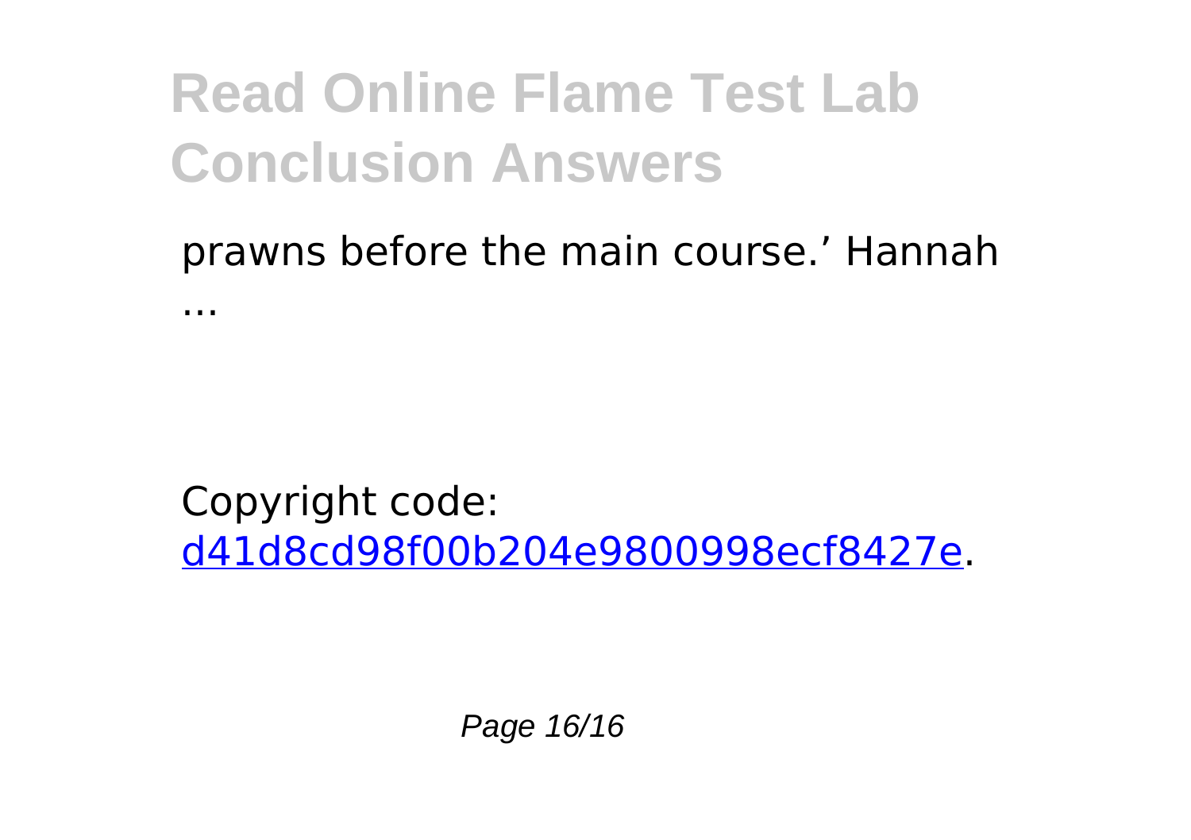prawns before the main course.’ Hannah ...

Copyright code: [d41d8cd98f00b204e9800998ecf8427e](d41d8cd98f00b204e9800998ecf8427e).